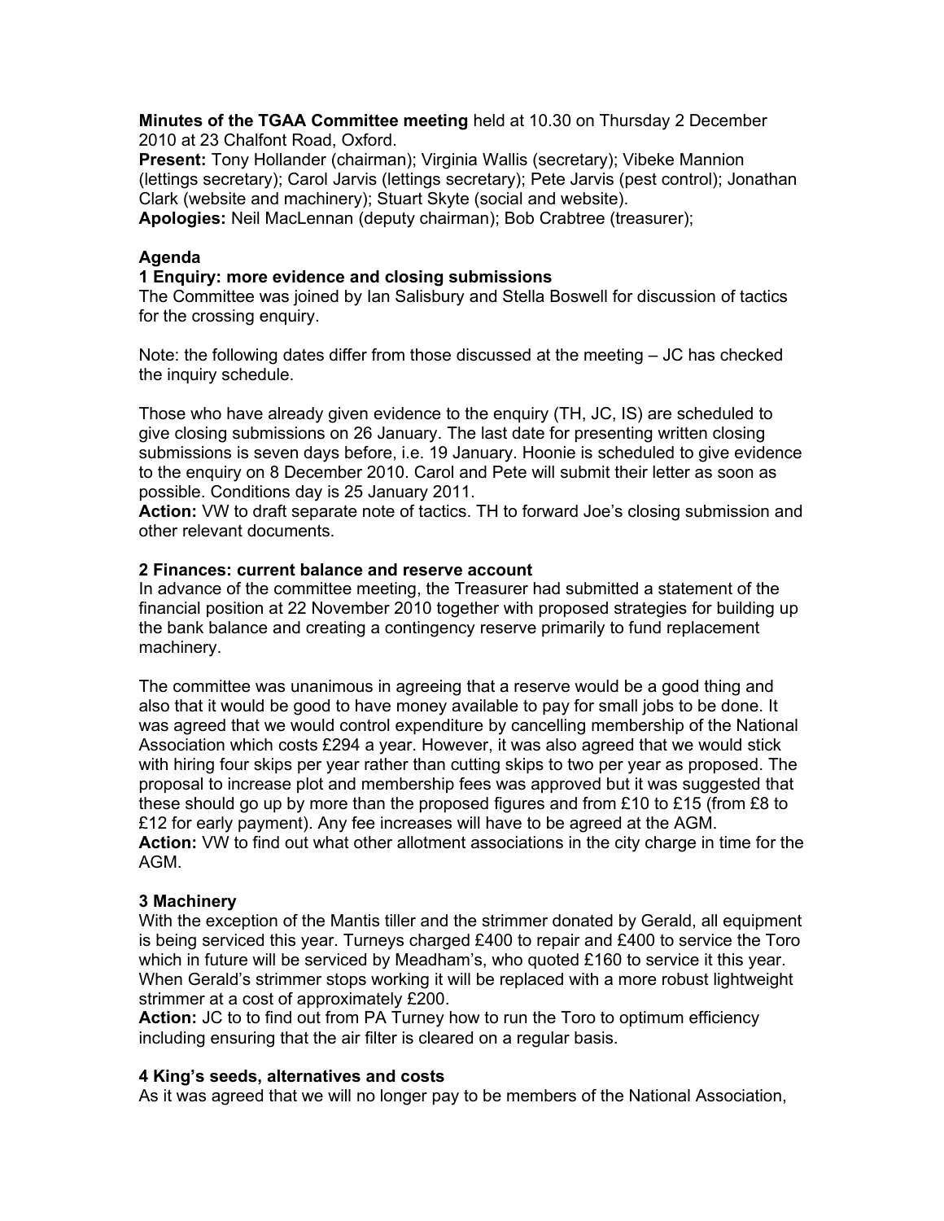**Minutes of the TGAA Committee meeting** held at 10.30 on Thursday 2 December 2010 at 23 Chalfont Road, Oxford.

**Present:** Tony Hollander (chairman); Virginia Wallis (secretary); Vibeke Mannion (lettings secretary); Carol Jarvis (lettings secretary); Pete Jarvis (pest control); Jonathan Clark (website and machinery); Stuart Skyte (social and website).

**Apologies:** Neil MacLennan (deputy chairman); Bob Crabtree (treasurer);

## Agenda

### 1 Enquiry: more evidence and closing submissions

The Committee was joined by Ian Salisbury and Stella Boswell for discussion of tactics for the crossing enquiry.

Note: the following dates differ from those discussed at the meeting – JC has checked the inquiry schedule.

Those who have already given evidence to the enquiry (TH, JC, IS) are scheduled to give closing submissions on 26 January. The last date for presenting written closing submissions is seven days before, i.e. 19 January. Hoonie is scheduled to give evidence to the enquiry on 8 December 2010. Carol and Pete will submit their letter as soon as possible. Conditions day is 25 January 2011.

**Action:** VW to draft separate note of tactics. TH to forward Joe's closing submission and other relevant documents.

### 2 Finances: current balance and reserve account

In advance of the committee meeting, the Treasurer had submitted a statement of the financial position at 22 November 2010 together with proposed strategies for building up the bank balance and creating a contingency reserve primarily to fund replacement machinery.

The committee was unanimous in agreeing that a reserve would be a good thing and also that it would be good to have money available to pay for small jobs to be done. It was agreed that we would control expenditure by cancelling membership of the National Association which costs £294 a year. However, it was also agreed that we would stick with hiring four skips per year rather than cutting skips to two per year as proposed. The proposal to increase plot and membership fees was approved but it was suggested that these should go up by more than the proposed figures and from £10 to £15 (from £8 to £12 for early payment). Any fee increases will have to be agreed at the AGM.

**Action:** VW to find out what other allotment associations in the city charge in time for the AGM.

### 3 Machinery

With the exception of the Mantis tiller and the strimmer donated by Gerald, all equipment is being serviced this year. Turneys charged £400 to repair and £400 to service the Toro which in future will be serviced by Meadham's, who quoted £160 to service it this year. When Gerald's strimmer stops working it will be replaced with a more robust lightweight strimmer at a cost of approximately £200.

**Action:** JC to to find out from PA Turney how to run the Toro to optimum efficiency including ensuring that the air filter is cleared on a regular basis.

### 4 King's seeds, alternatives and costs

As it was agreed that we will no longer pay to be members of the National Association,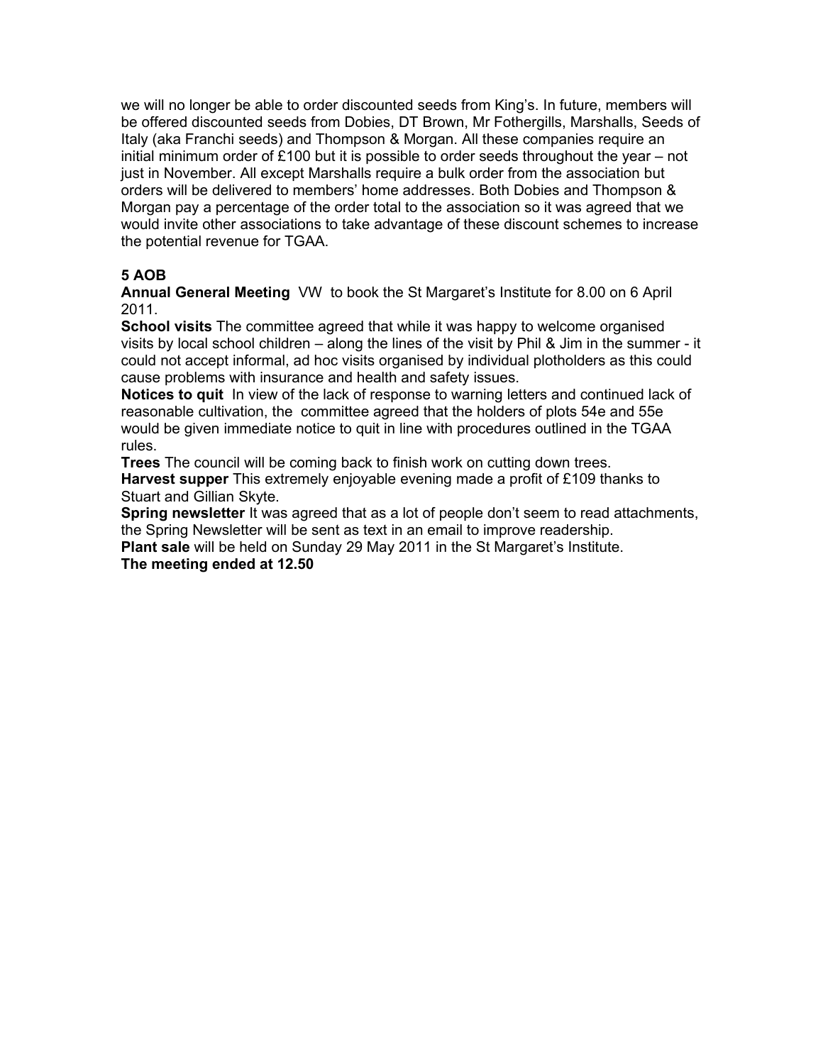we will no longer be able to order discounted seeds from King's. In future, members will be offered discounted seeds from Dobies, DT Brown, Mr Fothergills, Marshalls, Seeds of Italy (aka Franchi seeds) and Thompson & Morgan. All these companies require an initial minimum order of £100 but it is possible to order seeds throughout the year – not just in November. All except Marshalls require a bulk order from the association but orders will be delivered to members' home addresses. Both Dobies and Thompson & Morgan pay a percentage of the order total to the association so it was agreed that we would invite other associations to take advantage of these discount schemes to increase the potential revenue for TGAA.

**5 AOB**

**Annual General Meeting** VW to book the St Margaret's Institute for 8.00 on 6 April 2011.

**School visits** The committee agreed that while it was happy to welcome organised visits by local school children – along the lines of the visit by Phil & Jim in the summer - it could not accept informal, ad hoc visits organised by individual plotholders as this could cause problems with insurance and health and safety issues.

**Notices to quit** In view of the lack of response to warning letters and continued lack of reasonable cultivation, the committee agreed that the holders of plots 54e and 55e would be given immediate notice to quit in line with procedures outlined in the TGAA rules.

**Trees** The council will be coming back to finish work on cutting down trees.

**Harvest supper** This extremely enjoyable evening made a profit of £109 thanks to Stuart and Gillian Skyte.

**Spring newsletter** It was agreed that as a lot of people don't seem to read attachments, the Spring Newsletter will be sent as text in an email to improve readership.

**Plant sale** will be held on Sunday 29 May 2011 in the St Margaret's Institute.

**The meeting ended at 12.50**